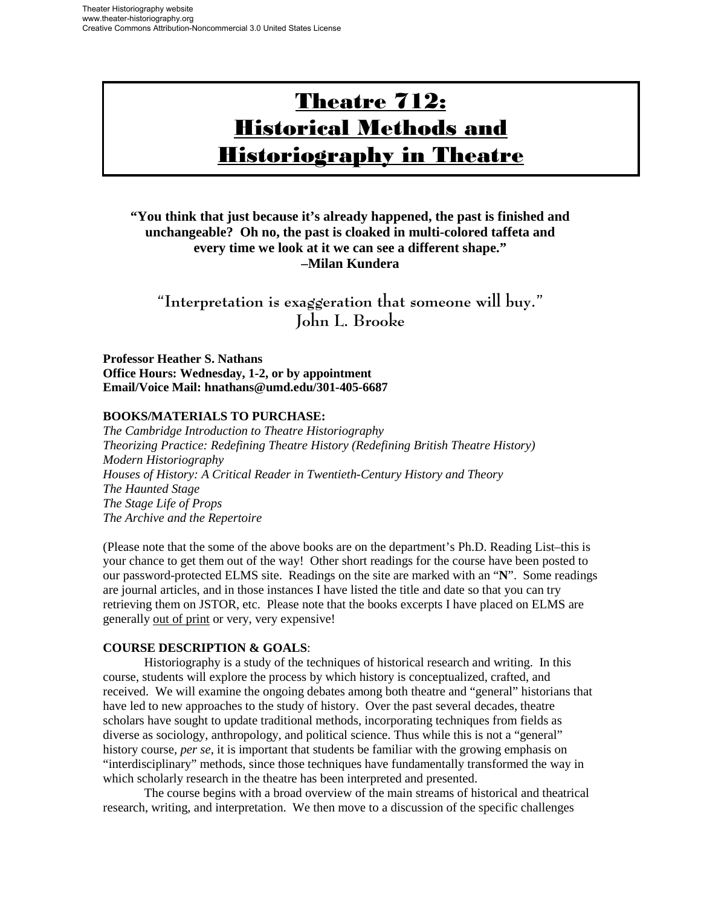# Theatre 712: Historical Methods and Historiography in Theatre

**"You think that just because it's already happened, the past is finished and unchangeable? Oh no, the past is cloaked in multi-colored taffeta and every time we look at it we can see a different shape."**
**–Milan Kundera**

"Interpretation is exaggeration that someone will buy."
John L. Brooke

**Professor Heather S. Nathans**
**Office Hours: Wednesday, 1-2, or by appointment**
**Email/Voice Mail: hnathans@umd.edu/301-405-6687**

**BOOKS/MATERIALS TO PURCHASE:**
*The Cambridge Introduction to Theatre Historiography*
*Theorizing Practice: Redefining Theatre History (Redefining British Theatre History)*
*Modern Historiography*
*Houses of History: A Critical Reader in Twentieth-Century History and Theory*
*The Haunted Stage*
*The Stage Life of Props*
*The Archive and the Repertoire*

(Please note that the some of the above books are on the department's Ph.D. Reading List–this is your chance to get them out of the way! Other short readings for the course have been posted to our password-protected ELMS site. Readings on the site are marked with an "**N**". Some readings are journal articles, and in those instances I have listed the title and date so that you can try retrieving them on JSTOR, etc. Please note that the books excerpts I have placed on ELMS are generally out of print or very, very expensive!

**COURSE DESCRIPTION & GOALS**:

Historiography is a study of the techniques of historical research and writing. In this course, students will explore the process by which history is conceptualized, crafted, and received. We will examine the ongoing debates among both theatre and "general" historians that have led to new approaches to the study of history. Over the past several decades, theatre scholars have sought to update traditional methods, incorporating techniques from fields as diverse as sociology, anthropology, and political science. Thus while this is not a "general" history course, *per se*, it is important that students be familiar with the growing emphasis on "interdisciplinary" methods, since those techniques have fundamentally transformed the way in which scholarly research in the theatre has been interpreted and presented.

The course begins with a broad overview of the main streams of historical and theatrical research, writing, and interpretation. We then move to a discussion of the specific challenges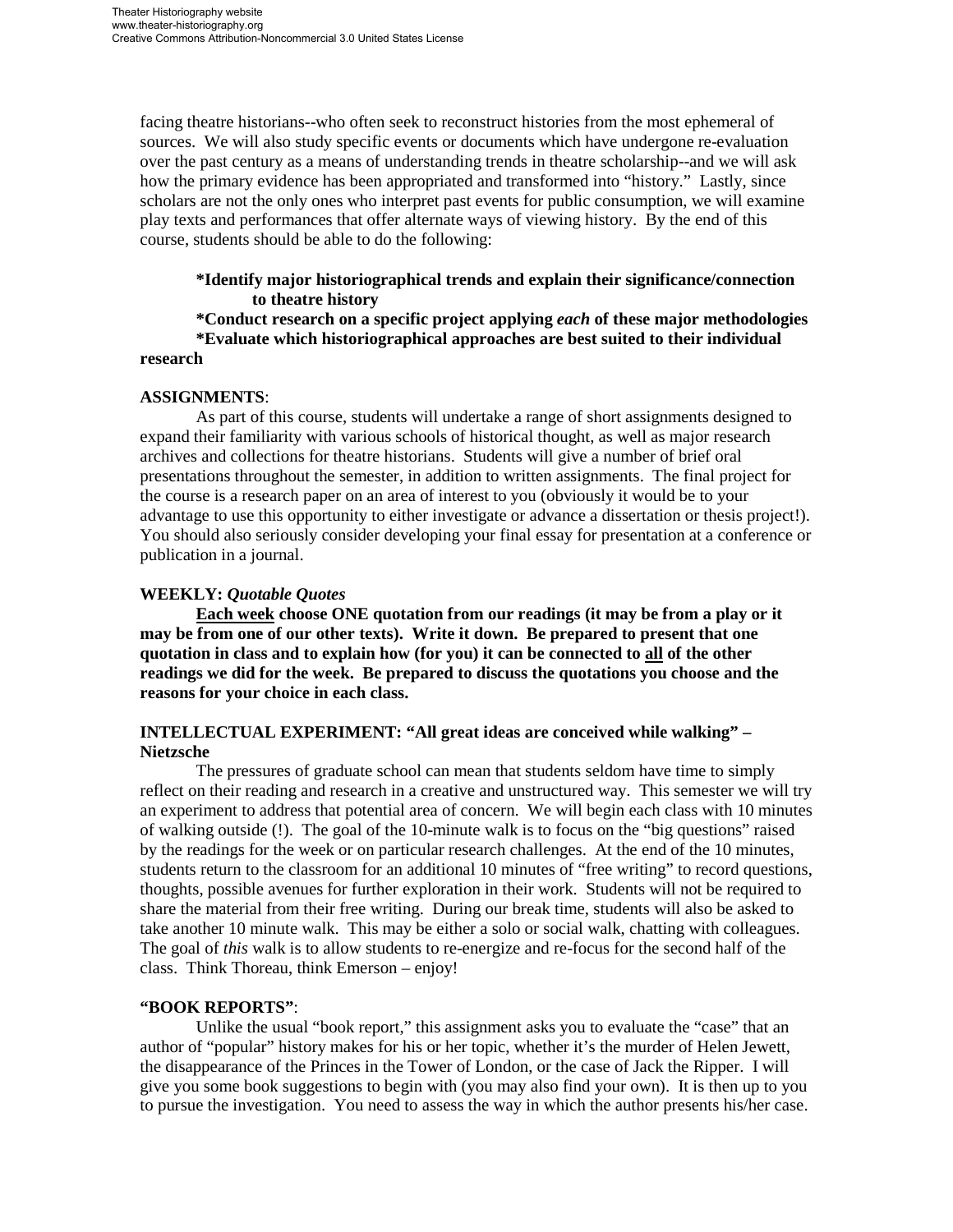facing theatre historians--who often seek to reconstruct histories from the most ephemeral of sources. We will also study specific events or documents which have undergone re-evaluation over the past century as a means of understanding trends in theatre scholarship--and we will ask how the primary evidence has been appropriated and transformed into "history." Lastly, since scholars are not the only ones who interpret past events for public consumption, we will examine play texts and performances that offer alternate ways of viewing history. By the end of this course, students should be able to do the following:

**\*Identify major historiographical trends and explain their significance/connection to theatre history**
**\*Conduct research on a specific project applying *each* of these major methodologies**
**\*Evaluate which historiographical approaches are best suited to their individual research**

**ASSIGNMENTS**:

As part of this course, students will undertake a range of short assignments designed to expand their familiarity with various schools of historical thought, as well as major research archives and collections for theatre historians. Students will give a number of brief oral presentations throughout the semester, in addition to written assignments. The final project for the course is a research paper on an area of interest to you (obviously it would be to your advantage to use this opportunity to either investigate or advance a dissertation or thesis project!). You should also seriously consider developing your final essay for presentation at a conference or publication in a journal.

**WEEKLY:** ***Quotable Quotes***

**<u>Each week</u> choose ONE quotation from our readings (it may be from a play or it may be from one of our other texts). Write it down. Be prepared to present that one quotation in class and to explain how (for you) it can be connected to <u>all</u> of the other readings we did for the week. Be prepared to discuss the quotations you choose and the reasons for your choice in each class.**

**INTELLECTUAL EXPERIMENT: "All great ideas are conceived while walking" – Nietzsche**

The pressures of graduate school can mean that students seldom have time to simply reflect on their reading and research in a creative and unstructured way. This semester we will try an experiment to address that potential area of concern. We will begin each class with 10 minutes of walking outside (!). The goal of the 10-minute walk is to focus on the "big questions" raised by the readings for the week or on particular research challenges. At the end of the 10 minutes, students return to the classroom for an additional 10 minutes of "free writing" to record questions, thoughts, possible avenues for further exploration in their work. Students will not be required to share the material from their free writing. During our break time, students will also be asked to take another 10 minute walk. This may be either a solo or social walk, chatting with colleagues. The goal of *this* walk is to allow students to re-energize and re-focus for the second half of the class. Think Thoreau, think Emerson – enjoy!

**"BOOK REPORTS"**:

Unlike the usual "book report," this assignment asks you to evaluate the "case" that an author of "popular" history makes for his or her topic, whether it's the murder of Helen Jewett, the disappearance of the Princes in the Tower of London, or the case of Jack the Ripper. I will give you some book suggestions to begin with (you may also find your own). It is then up to you to pursue the investigation. You need to assess the way in which the author presents his/her case.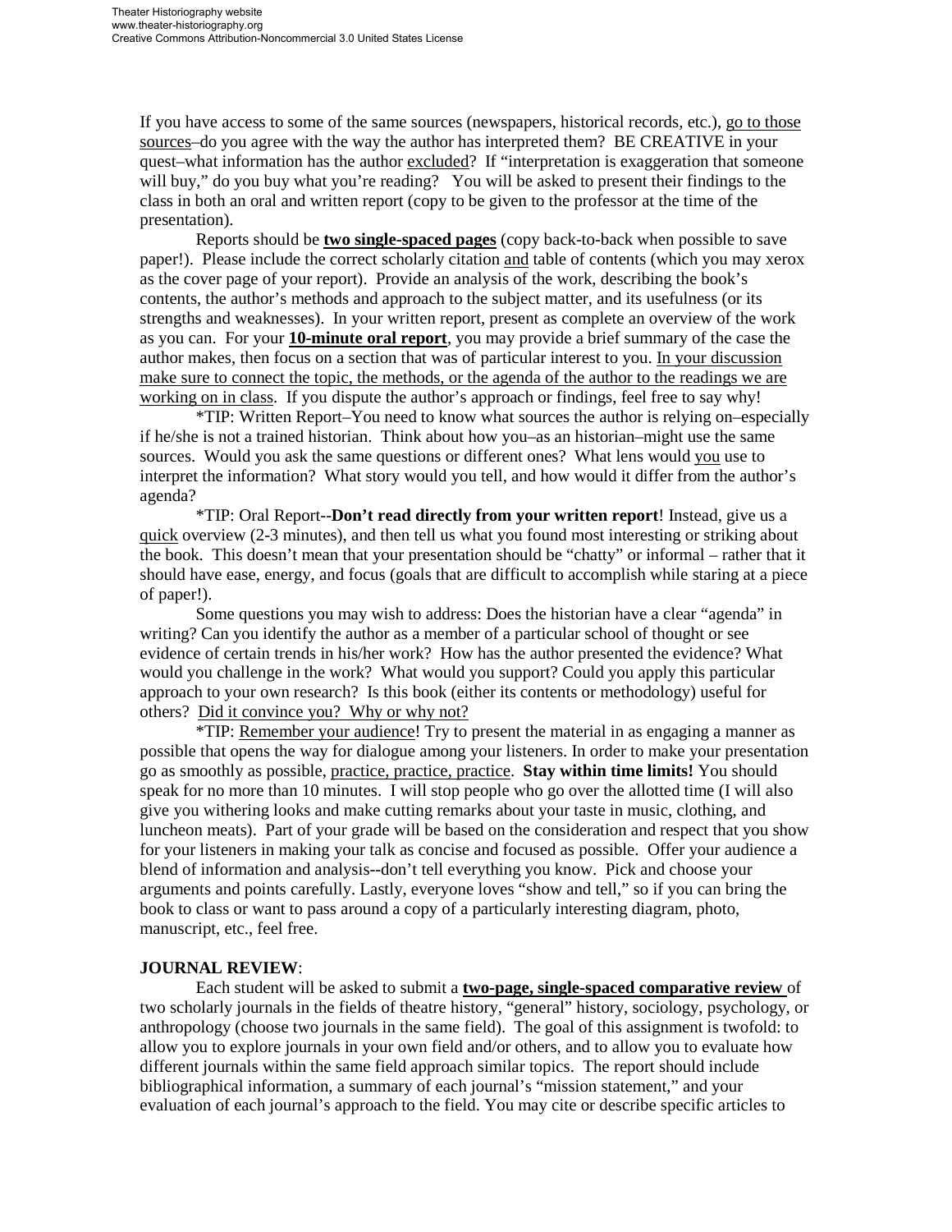If you have access to some of the same sources (newspapers, historical records, etc.), <u>go to those sources</u>–do you agree with the way the author has interpreted them? BE CREATIVE in your quest–what information has the author <u>excluded</u>? If "interpretation is exaggeration that someone will buy," do you buy what you're reading? You will be asked to present their findings to the class in both an oral and written report (copy to be given to the professor at the time of the presentation).

Reports should be **<u>two single-spaced pages</u>** (copy back-to-back when possible to save paper!). Please include the correct scholarly citation <u>and</u> table of contents (which you may xerox as the cover page of your report). Provide an analysis of the work, describing the book's contents, the author's methods and approach to the subject matter, and its usefulness (or its strengths and weaknesses). In your written report, present as complete an overview of the work as you can. For your **<u>10-minute oral report</u>**, you may provide a brief summary of the case the author makes, then focus on a section that was of particular interest to you. <u>In your discussion make sure to connect the topic, the methods, or the agenda of the author to the readings we are working on in class</u>. If you dispute the author's approach or findings, feel free to say why!

*TIP: Written Report–You need to know what sources the author is relying on–especially if he/she is not a trained historian. Think about how you–as an historian–might use the same sources. Would you ask the same questions or different ones? What lens would <u>you</u> use to interpret the information? What story would you tell, and how would it differ from the author's agenda?

*TIP: Oral Report--**Don't read directly from your written report**! Instead, give us a <u>quick</u> overview (2-3 minutes), and then tell us what you found most interesting or striking about the book. This doesn't mean that your presentation should be "chatty" or informal – rather that it should have ease, energy, and focus (goals that are difficult to accomplish while staring at a piece of paper!).

Some questions you may wish to address: Does the historian have a clear "agenda" in writing? Can you identify the author as a member of a particular school of thought or see evidence of certain trends in his/her work? How has the author presented the evidence? What would you challenge in the work? What would you support? Could you apply this particular approach to your own research? Is this book (either its contents or methodology) useful for others? <u>Did it convince you? Why or why not?</u>

*TIP: <u>Remember your audience</u>! Try to present the material in as engaging a manner as possible that opens the way for dialogue among your listeners. In order to make your presentation go as smoothly as possible, <u>practice, practice, practice</u>. **Stay within time limits!** You should speak for no more than 10 minutes. I will stop people who go over the allotted time (I will also give you withering looks and make cutting remarks about your taste in music, clothing, and luncheon meats). Part of your grade will be based on the consideration and respect that you show for your listeners in making your talk as concise and focused as possible. Offer your audience a blend of information and analysis--don't tell everything you know. Pick and choose your arguments and points carefully. Lastly, everyone loves "show and tell," so if you can bring the book to class or want to pass around a copy of a particularly interesting diagram, photo, manuscript, etc., feel free.

**JOURNAL REVIEW**:

Each student will be asked to submit a **<u>two-page, single-spaced comparative review</u>** of two scholarly journals in the fields of theatre history, "general" history, sociology, psychology, or anthropology (choose two journals in the same field). The goal of this assignment is twofold: to allow you to explore journals in your own field and/or others, and to allow you to evaluate how different journals within the same field approach similar topics. The report should include bibliographical information, a summary of each journal's "mission statement," and your evaluation of each journal's approach to the field. You may cite or describe specific articles to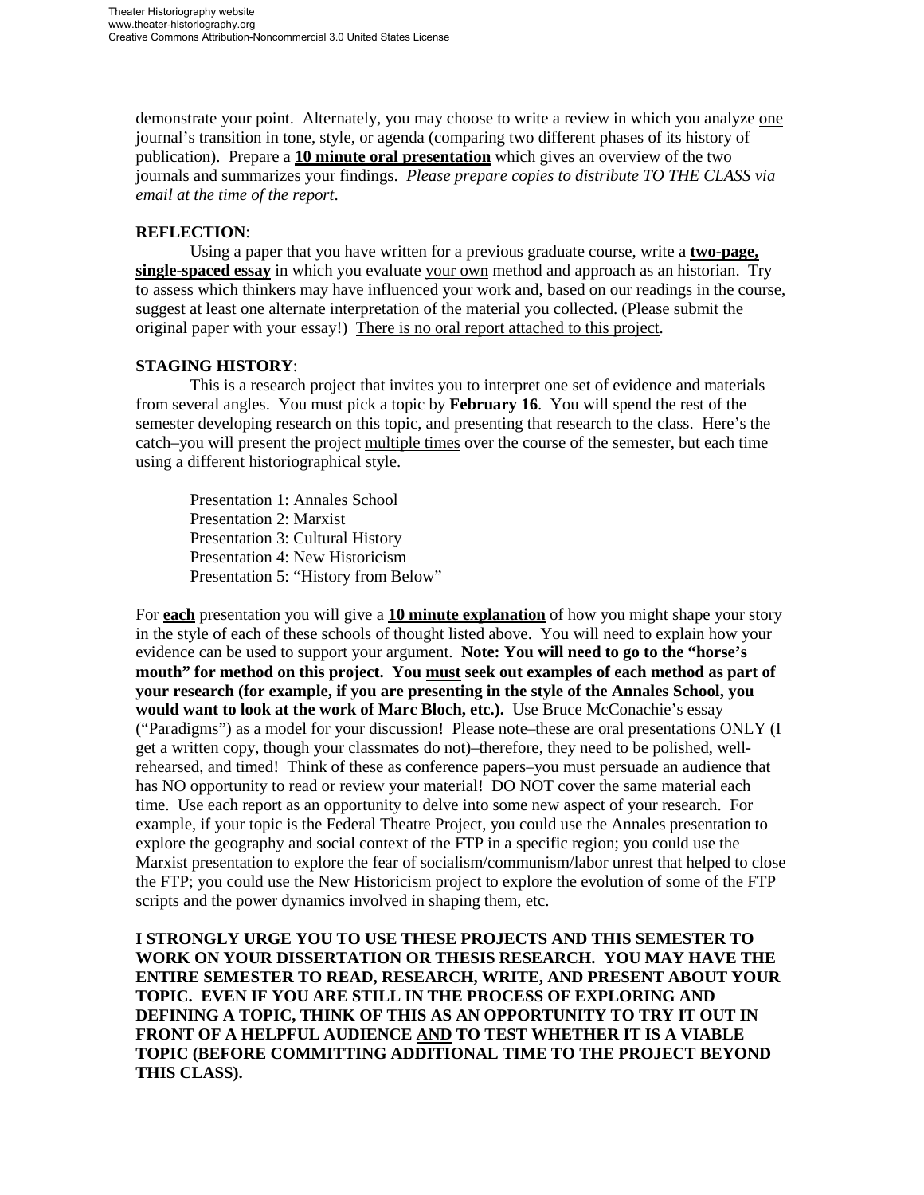demonstrate your point. Alternately, you may choose to write a review in which you analyze one journal's transition in tone, style, or agenda (comparing two different phases of its history of publication). Prepare a **10 minute oral presentation** which gives an overview of the two journals and summarizes your findings. *Please prepare copies to distribute TO THE CLASS via email at the time of the report*.

**REFLECTION**:

Using a paper that you have written for a previous graduate course, write a **two-page, single-spaced essay** in which you evaluate your own method and approach as an historian. Try to assess which thinkers may have influenced your work and, based on our readings in the course, suggest at least one alternate interpretation of the material you collected. (Please submit the original paper with your essay!) There is no oral report attached to this project.

**STAGING HISTORY**:

This is a research project that invites you to interpret one set of evidence and materials from several angles. You must pick a topic by **February 16**. You will spend the rest of the semester developing research on this topic, and presenting that research to the class. Here's the catch–you will present the project multiple times over the course of the semester, but each time using a different historiographical style.

Presentation 1: Annales School
Presentation 2: Marxist
Presentation 3: Cultural History
Presentation 4: New Historicism
Presentation 5: "History from Below"

For **each** presentation you will give a **10 minute explanation** of how you might shape your story in the style of each of these schools of thought listed above. You will need to explain how your evidence can be used to support your argument. **Note: You will need to go to the "horse's mouth" for method on this project. You must seek out examples of each method as part of your research (for example, if you are presenting in the style of the Annales School, you would want to look at the work of Marc Bloch, etc.).** Use Bruce McConachie's essay ("Paradigms") as a model for your discussion! Please note–these are oral presentations ONLY (I get a written copy, though your classmates do not)–therefore, they need to be polished, well-rehearsed, and timed! Think of these as conference papers–you must persuade an audience that has NO opportunity to read or review your material! DO NOT cover the same material each time. Use each report as an opportunity to delve into some new aspect of your research. For example, if your topic is the Federal Theatre Project, you could use the Annales presentation to explore the geography and social context of the FTP in a specific region; you could use the Marxist presentation to explore the fear of socialism/communism/labor unrest that helped to close the FTP; you could use the New Historicism project to explore the evolution of some of the FTP scripts and the power dynamics involved in shaping them, etc.

**I STRONGLY URGE YOU TO USE THESE PROJECTS AND THIS SEMESTER TO WORK ON YOUR DISSERTATION OR THESIS RESEARCH. YOU MAY HAVE THE ENTIRE SEMESTER TO READ, RESEARCH, WRITE, AND PRESENT ABOUT YOUR TOPIC. EVEN IF YOU ARE STILL IN THE PROCESS OF EXPLORING AND DEFINING A TOPIC, THINK OF THIS AS AN OPPORTUNITY TO TRY IT OUT IN FRONT OF A HELPFUL AUDIENCE AND TO TEST WHETHER IT IS A VIABLE TOPIC (BEFORE COMMITTING ADDITIONAL TIME TO THE PROJECT BEYOND THIS CLASS).**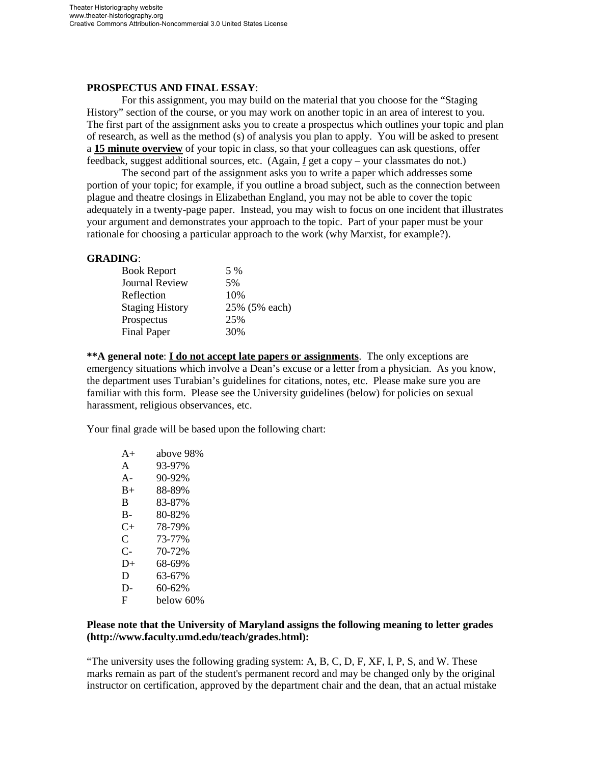**PROSPECTUS AND FINAL ESSAY**:

For this assignment, you may build on the material that you choose for the "Staging History" section of the course, or you may work on another topic in an area of interest to you. The first part of the assignment asks you to create a prospectus which outlines your topic and plan of research, as well as the method (s) of analysis you plan to apply. You will be asked to present a **15 minute overview** of your topic in class, so that your colleagues can ask questions, offer feedback, suggest additional sources, etc. (Again, *I* get a copy – your classmates do not.)

The second part of the assignment asks you to write a paper which addresses some portion of your topic; for example, if you outline a broad subject, such as the connection between plague and theatre closings in Elizabethan England, you may not be able to cover the topic adequately in a twenty-page paper. Instead, you may wish to focus on one incident that illustrates your argument and demonstrates your approach to the topic. Part of your paper must be your rationale for choosing a particular approach to the work (why Marxist, for example?).

**GRADING**:

| | |
|---|---|
| Book Report | 5 % |
| Journal Review | 5% |
| Reflection | 10% |
| Staging History | 25% (5% each) |
| Prospectus | 25% |
| Final Paper | 30% |

****A general note**: **I do not accept late papers or assignments**. The only exceptions are emergency situations which involve a Dean's excuse or a letter from a physician. As you know, the department uses Turabian's guidelines for citations, notes, etc. Please make sure you are familiar with this form. Please see the University guidelines (below) for policies on sexual harassment, religious observances, etc.

Your final grade will be based upon the following chart:

| | |
|---|---|
| A+ | above 98% |
| A | 93-97% |
| A- | 90-92% |
| B+ | 88-89% |
| B | 83-87% |
| B- | 80-82% |
| C+ | 78-79% |
| C | 73-77% |
| C- | 70-72% |
| D+ | 68-69% |
| D | 63-67% |
| D- | 60-62% |
| F | below 60% |

**Please note that the University of Maryland assigns the following meaning to letter grades (http://www.faculty.umd.edu/teach/grades.html):**

"The university uses the following grading system: A, B, C, D, F, XF, I, P, S, and W. These marks remain as part of the student's permanent record and may be changed only by the original instructor on certification, approved by the department chair and the dean, that an actual mistake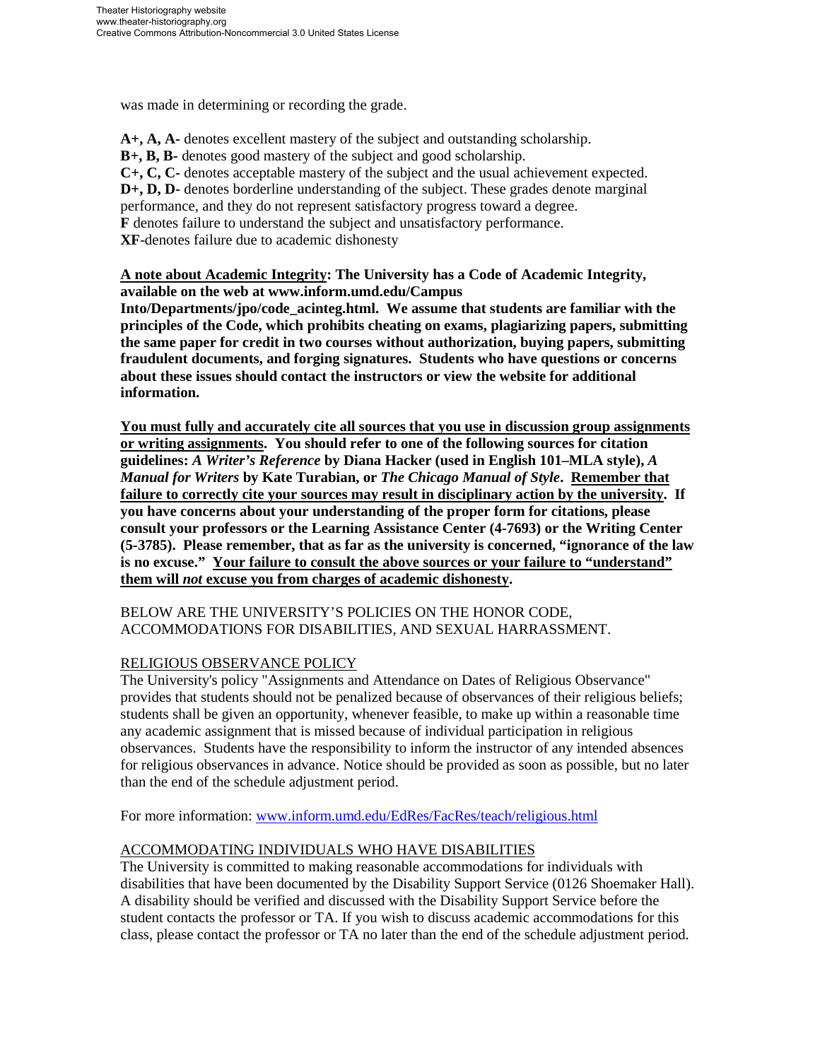was made in determining or recording the grade.

**A+, A, A-** denotes excellent mastery of the subject and outstanding scholarship.
**B+, B, B-** denotes good mastery of the subject and good scholarship.
**C+, C, C-** denotes acceptable mastery of the subject and the usual achievement expected.
**D+, D, D-** denotes borderline understanding of the subject. These grades denote marginal performance, and they do not represent satisfactory progress toward a degree.
**F** denotes failure to understand the subject and unsatisfactory performance.
**XF**-denotes failure due to academic dishonesty

**<u>A note about Academic Integrity</u>: The University has a Code of Academic Integrity, available on the web at www.inform.umd.edu/Campus Into/Departments/jpo/code_acinteg.html. We assume that students are familiar with the principles of the Code, which prohibits cheating on exams, plagiarizing papers, submitting the same paper for credit in two courses without authorization, buying papers, submitting fraudulent documents, and forging signatures. Students who have questions or concerns about these issues should contact the instructors or view the website for additional information.**

**<u>You must fully and accurately cite all sources that you use in discussion group assignments or writing assignments</u>. You should refer to one of the following sources for citation guidelines: *A Writer's Reference* by Diana Hacker (used in English 101–MLA style), *A Manual for Writers* by Kate Turabian, or *The Chicago Manual of Style*. <u>Remember that failure to correctly cite your sources may result in disciplinary action by the university</u>. If you have concerns about your understanding of the proper form for citations, please consult your professors or the Learning Assistance Center (4-7693) or the Writing Center (5-3785). Please remember, that as far as the university is concerned, "ignorance of the law is no excuse." <u>Your failure to consult the above sources or your failure to "understand" them will *not* excuse you from charges of academic dishonesty</u>.**

BELOW ARE THE UNIVERSITY'S POLICIES ON THE HONOR CODE, ACCOMMODATIONS FOR DISABILITIES, AND SEXUAL HARRASSMENT.

<u>RELIGIOUS OBSERVANCE POLICY</u>
The University's policy "Assignments and Attendance on Dates of Religious Observance" provides that students should not be penalized because of observances of their religious beliefs; students shall be given an opportunity, whenever feasible, to make up within a reasonable time any academic assignment that is missed because of individual participation in religious observances. Students have the responsibility to inform the instructor of any intended absences for religious observances in advance. Notice should be provided as soon as possible, but no later than the end of the schedule adjustment period.

For more information: [www.inform.umd.edu/EdRes/FacRes/teach/religious.html](www.inform.umd.edu/EdRes/FacRes/teach/religious.html)

<u>ACCOMMODATING INDIVIDUALS WHO HAVE DISABILITIES</u>
The University is committed to making reasonable accommodations for individuals with disabilities that have been documented by the Disability Support Service (0126 Shoemaker Hall). A disability should be verified and discussed with the Disability Support Service before the student contacts the professor or TA. If you wish to discuss academic accommodations for this class, please contact the professor or TA no later than the end of the schedule adjustment period.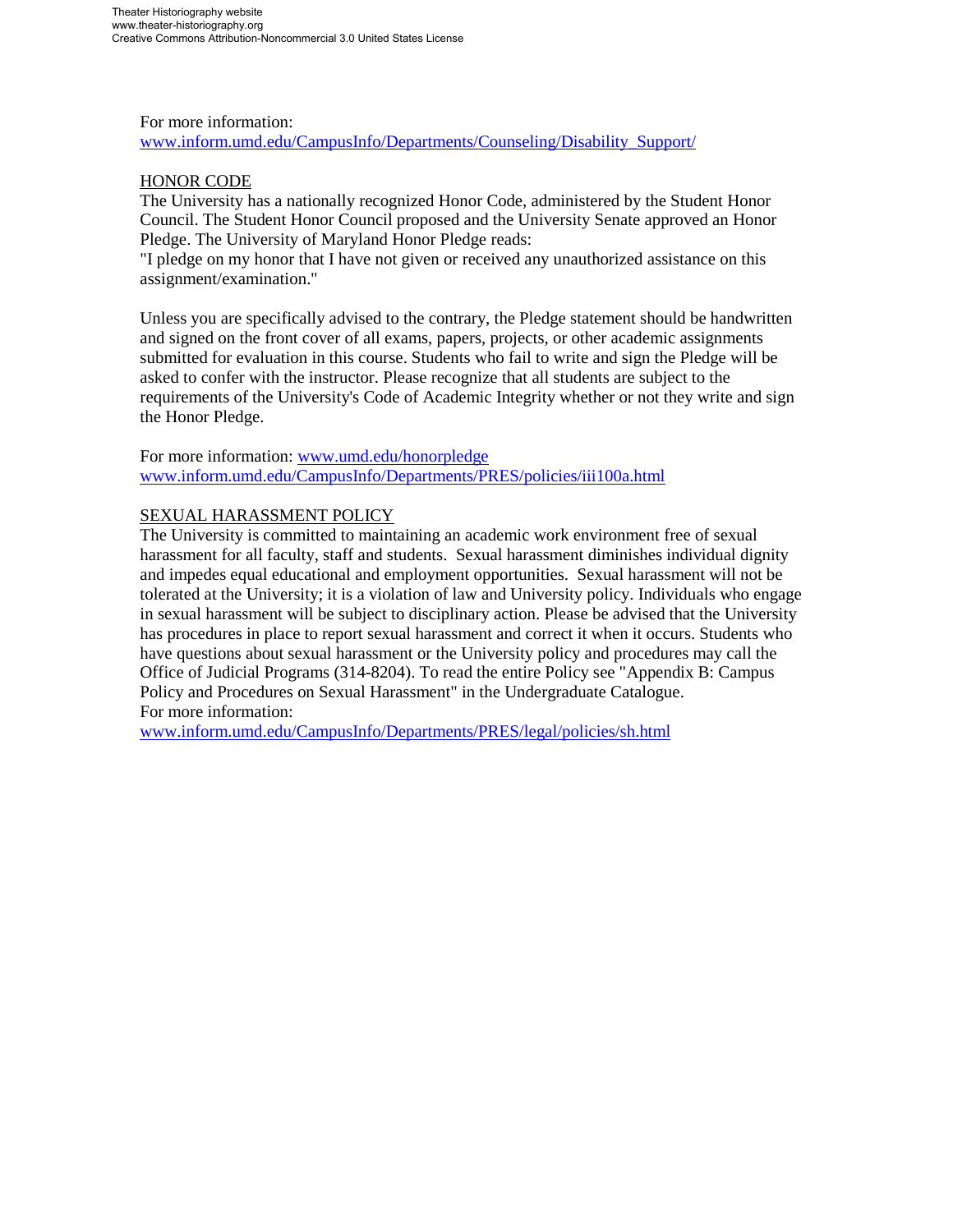For more information:
www.inform.umd.edu/CampusInfo/Departments/Counseling/Disability_Support/

## HONOR CODE

The University has a nationally recognized Honor Code, administered by the Student Honor Council. The Student Honor Council proposed and the University Senate approved an Honor Pledge. The University of Maryland Honor Pledge reads:
"I pledge on my honor that I have not given or received any unauthorized assistance on this assignment/examination."

Unless you are specifically advised to the contrary, the Pledge statement should be handwritten and signed on the front cover of all exams, papers, projects, or other academic assignments submitted for evaluation in this course. Students who fail to write and sign the Pledge will be asked to confer with the instructor. Please recognize that all students are subject to the requirements of the University's Code of Academic Integrity whether or not they write and sign the Honor Pledge.

For more information: www.umd.edu/honorpledge
www.inform.umd.edu/CampusInfo/Departments/PRES/policies/iii100a.html

## SEXUAL HARASSMENT POLICY

The University is committed to maintaining an academic work environment free of sexual harassment for all faculty, staff and students. Sexual harassment diminishes individual dignity and impedes equal educational and employment opportunities. Sexual harassment will not be tolerated at the University; it is a violation of law and University policy. Individuals who engage in sexual harassment will be subject to disciplinary action. Please be advised that the University has procedures in place to report sexual harassment and correct it when it occurs. Students who have questions about sexual harassment or the University policy and procedures may call the Office of Judicial Programs (314-8204). To read the entire Policy see "Appendix B: Campus Policy and Procedures on Sexual Harassment" in the Undergraduate Catalogue.
For more information:
www.inform.umd.edu/CampusInfo/Departments/PRES/legal/policies/sh.html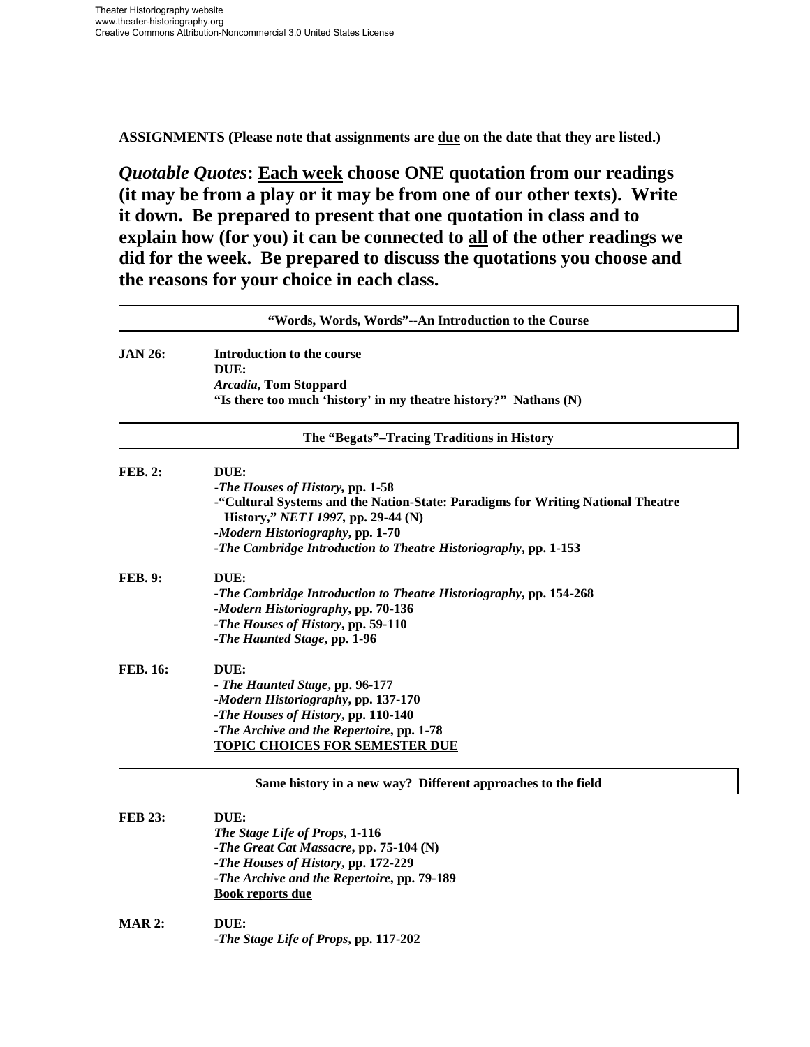**ASSIGNMENTS (Please note that assignments are due on the date that they are listed.)**

***Quotable Quotes*: Each week choose ONE quotation from our readings (it may be from a play or it may be from one of our other texts). Write it down. Be prepared to present that one quotation in class and to explain how (for you) it can be connected to all of the other readings we did for the week. Be prepared to discuss the quotations you choose and the reasons for your choice in each class.**

### "Words, Words, Words"--An Introduction to the Course

**JAN 26:** **Introduction to the course**
**DUE:**
***Arcadia*, Tom Stoppard**
**"Is there too much 'history' in my theatre history?" Nathans (N)**

### The "Begats"–Tracing Traditions in History

**FEB. 2:** **DUE:**
- ***The Houses of History*, pp. 1-58**
- **"Cultural Systems and the Nation-State: Paradigms for Writing National Theatre History," *NETJ 1997*, pp. 29-44 (N)**
- ***Modern Historiography*, pp. 1-70**
- ***The Cambridge Introduction to Theatre Historiography*, pp. 1-153**

**FEB. 9:** **DUE:**
- ***The Cambridge Introduction to Theatre Historiography*, pp. 154-268**
- ***Modern Historiography*, pp. 70-136**
- ***The Houses of History*, pp. 59-110**
- ***The Haunted Stage*, pp. 1-96**

**FEB. 16:** **DUE:**
- ***The Haunted Stage*, pp. 96-177**
- ***Modern Historiography*, pp. 137-170**
- ***The Houses of History*, pp. 110-140**
- ***The Archive and the Repertoire*, pp. 1-78**

**TOPIC CHOICES FOR SEMESTER DUE**

### Same history in a new way? Different approaches to the field

**FEB 23:** **DUE:**
***The Stage Life of Props*, 1-116**
- ***The Great Cat Massacre*, pp. 75-104 (N)**
- ***The Houses of History*, pp. 172-229**
- ***The Archive and the Repertoire*, pp. 79-189**

**Book reports due**

**MAR 2:** **DUE:**
- ***The Stage Life of Props*, pp. 117-202**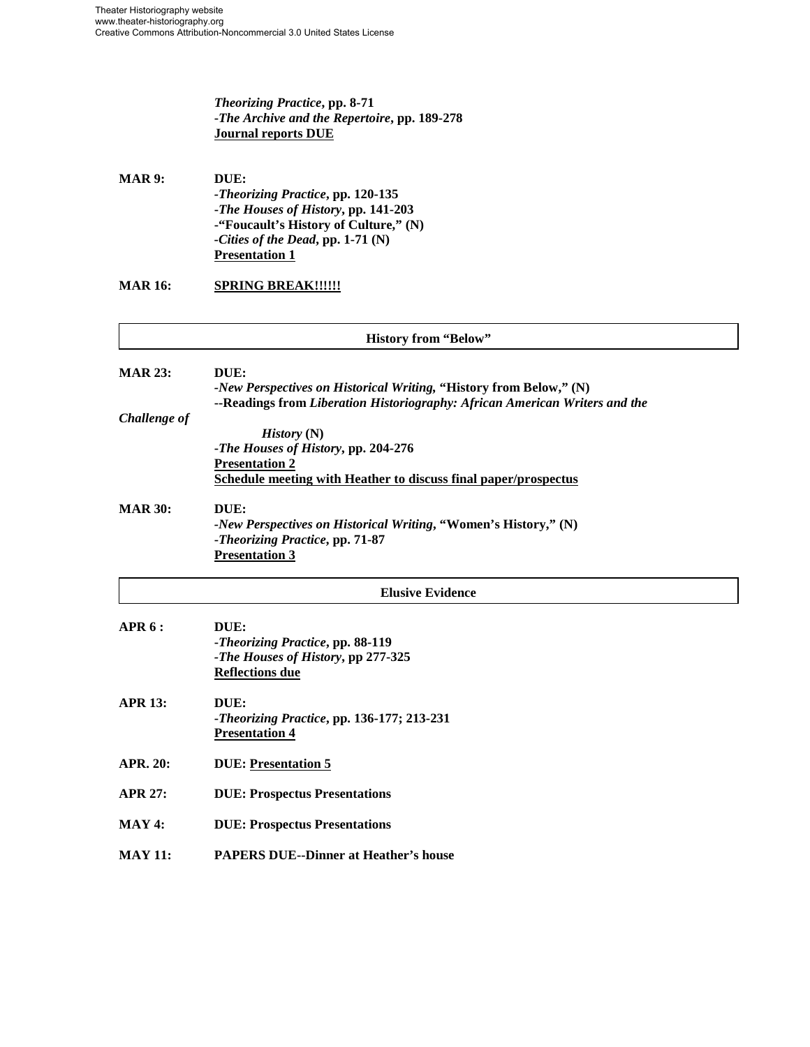*Theorizing Practice*, **pp. 8-71**
-*The Archive and the Repertoire*, **pp. 189-278**
**Journal reports DUE**

**MAR 9:** **DUE:**
-*Theorizing Practice*, **pp. 120-135**
-*The Houses of History*, **pp. 141-203**
**-"Foucault's History of Culture," (N)**
-*Cities of the Dead*, **pp. 1-71 (N)**
**Presentation 1**

**MAR 16:** **SPRING BREAK!!!!!!**

## History from "Below"

**MAR 23:** **DUE:**
-*New Perspectives on Historical Writing,* **"History from Below," (N)**
**--Readings from** *Liberation Historiography: African American Writers and the Challenge of History* **(N)**
-*The Houses of History*, **pp. 204-276**
**Presentation 2**
**Schedule meeting with Heather to discuss final paper/prospectus**

**MAR 30:** **DUE:**
-*New Perspectives on Historical Writing*, **"Women's History," (N)**
-*Theorizing Practice*, **pp. 71-87**
**Presentation 3**

## Elusive Evidence

**APR 6 :** **DUE:**
-*Theorizing Practice*, **pp. 88-119**
-*The Houses of History*, **pp 277-325**
**Reflections due**

**APR 13:** **DUE:**
-*Theorizing Practice*, **pp. 136-177; 213-231**
**Presentation 4**

**APR. 20:** **DUE: Presentation 5**

**APR 27:** **DUE: Prospectus Presentations**

**MAY 4:** **DUE: Prospectus Presentations**

**MAY 11:** **PAPERS DUE--Dinner at Heather's house**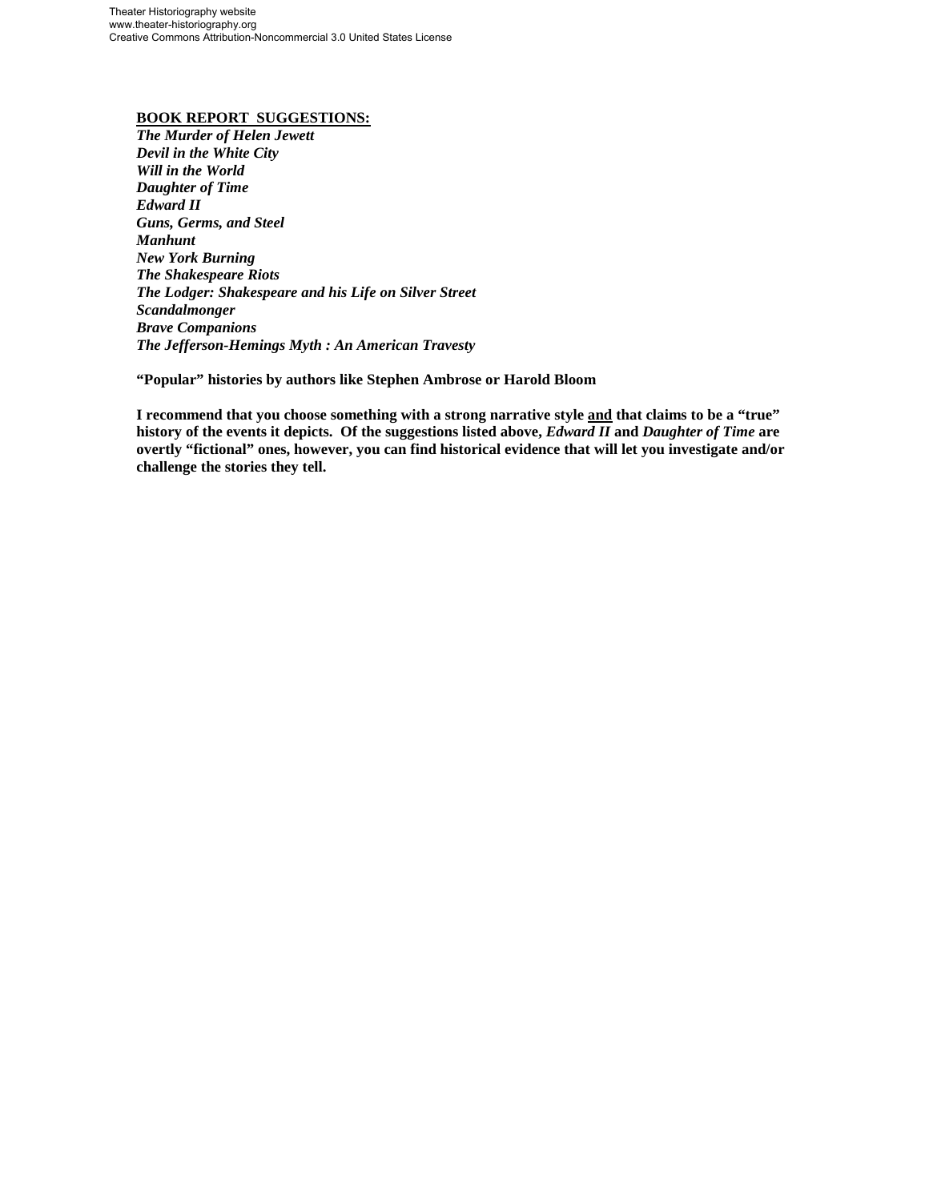**BOOK REPORT SUGGESTIONS:**

***The Murder of Helen Jewett***
***Devil in the White City***
***Will in the World***
***Daughter of Time***
***Edward II***
***Guns, Germs, and Steel***
***Manhunt***
***New York Burning***
***The Shakespeare Riots***
***The Lodger: Shakespeare and his Life on Silver Street***
***Scandalmonger***
***Brave Companions***
***The Jefferson-Hemings Myth : An American Travesty***

**"Popular" histories by authors like Stephen Ambrose or Harold Bloom**

**I recommend that you choose something with a strong narrative style <u>and</u> that claims to be a "true" history of the events it depicts. Of the suggestions listed above, *Edward II* and *Daughter of Time* are overtly "fictional" ones, however, you can find historical evidence that will let you investigate and/or challenge the stories they tell.**